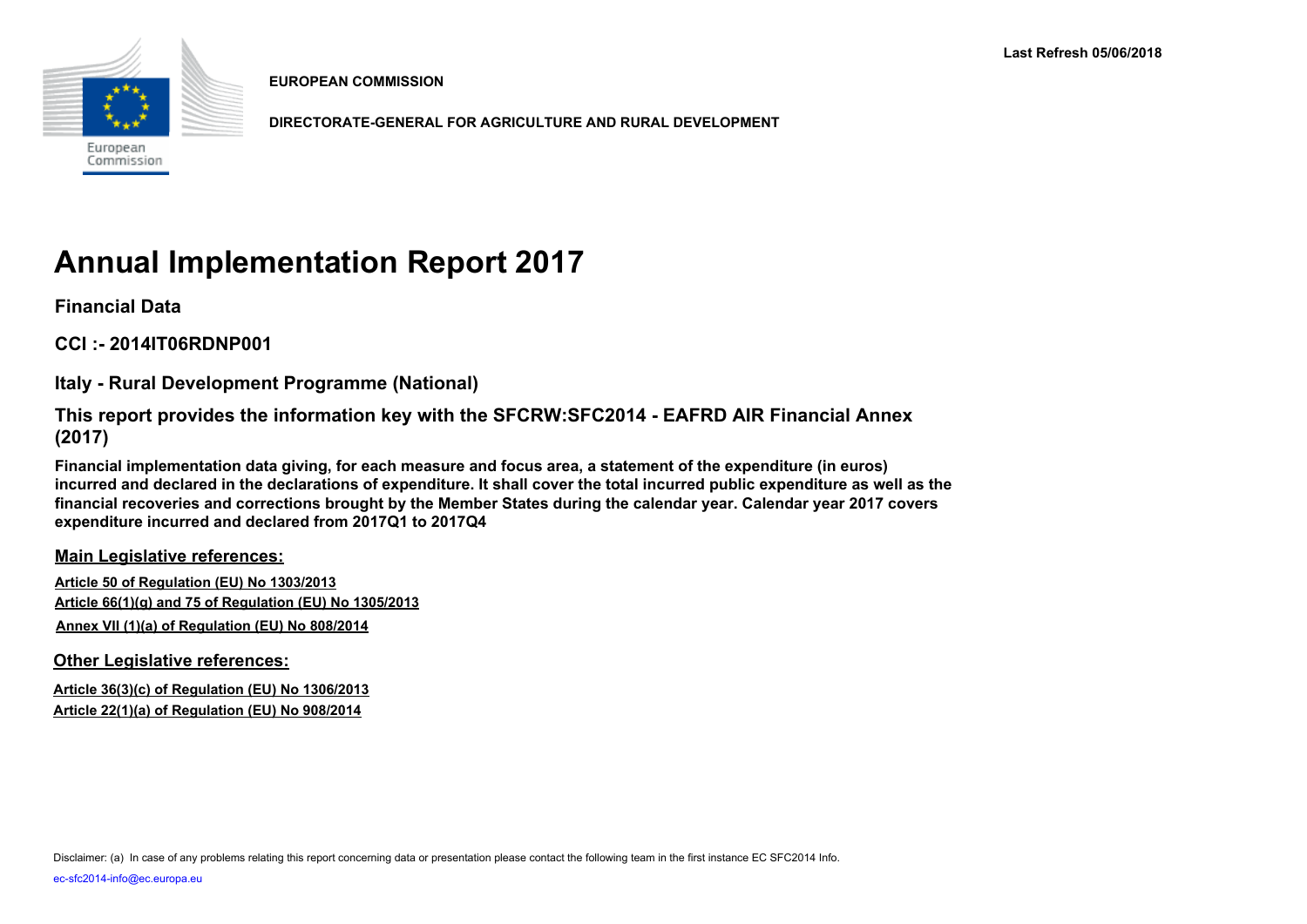Last Refresh 05/06/2018

**EUROPEAN COMMISSION**

**DIRECTORATE-GENERAL FOR AGRICULTURE AND RURAL DEVELOPMENT**

# Annual Implementation Report 2017

## Financial Data

## CCI :- 2014IT06RDNP001

## Italy - Rural Development Programme (National)

## This report provides the information key with the SFCRW:SFC2014 - EAFRD AIR Financial Annex (2017)

**Financial implementation data giving, for each measure and focus area, a statement of the expenditure (in euros) incurred and declared in the declarations of expenditure. It shall cover the total incurred public expenditure as well as the financial recoveries and corrections brought by the Member States during the calendar year. Calendar year 2017 covers expenditure incurred and declared from 2017Q1 to 2017Q4**

### Main Legislative references:

Article 50 of Regulation (EU) No 1303/2013
Article 66(1)(g) and 75 of Regulation (EU) No 1305/2013
Annex VII (1)(a) of Regulation (EU) No 808/2014

### Other Legislative references:

Article 36(3)(c) of Regulation (EU) No 1306/2013
Article 22(1)(a) of Regulation (EU) No 908/2014

Disclaimer: (a) In case of any problems relating this report concerning data or presentation please contact the following team in the first instance EC SFC2014 Info.

ec-sfc2014-info@ec.europa.eu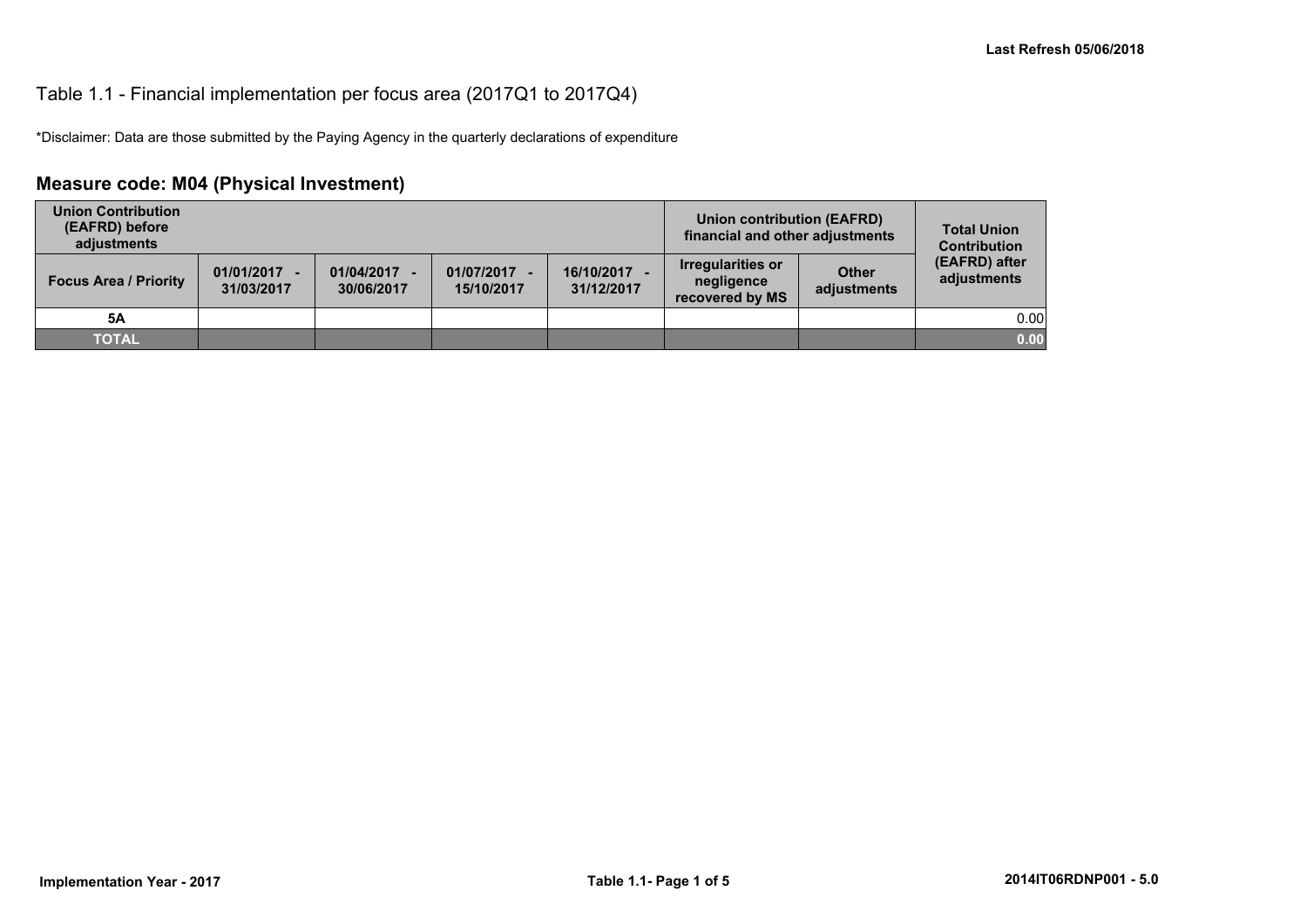Last Refresh 05/06/2018

Table 1.1 - Financial implementation per focus area (2017Q1 to 2017Q4)

*Disclaimer: Data are those submitted by the Paying Agency in the quarterly declarations of expenditure

## Measure code: M04 (Physical Investment)

| Union Contribution (EAFRD) before adjustments | | | | | Union contribution (EAFRD) financial and other adjustments | | Total Union Contribution (EAFRD) after adjustments |
|---|---|---|---|---|---|---|---|
| Focus Area / Priority | 01/01/2017 - 31/03/2017 | 01/04/2017 - 30/06/2017 | 01/07/2017 - 15/10/2017 | 16/10/2017 - 31/12/2017 | Irregularities or negligence recovered by MS | Other adjustments | |
| 5A | | | | | | | 0.00 |
| TOTAL | | | | | | | 0.00 |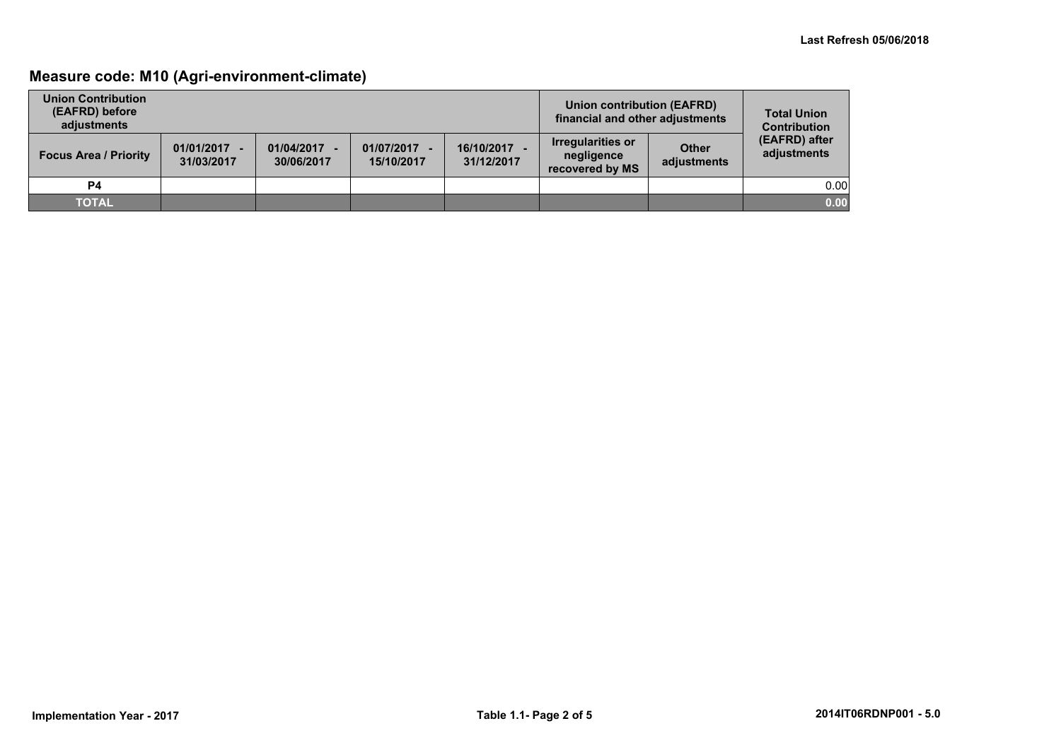## Measure code: M10 (Agri-environment-climate)

| Union Contribution (EAFRD) before adjustments | | | | | Union contribution (EAFRD) financial and other adjustments | | Total Union Contribution (EAFRD) after adjustments |
|---|---|---|---|---|---|---|---|
| Focus Area / Priority | 01/01/2017 - 31/03/2017 | 01/04/2017 - 30/06/2017 | 01/07/2017 - 15/10/2017 | 16/10/2017 - 31/12/2017 | Irregularities or negligence recovered by MS | Other adjustments | |
| P4 | | | | | | | 0.00 |
| **TOTAL** | | | | | | | **0.00** |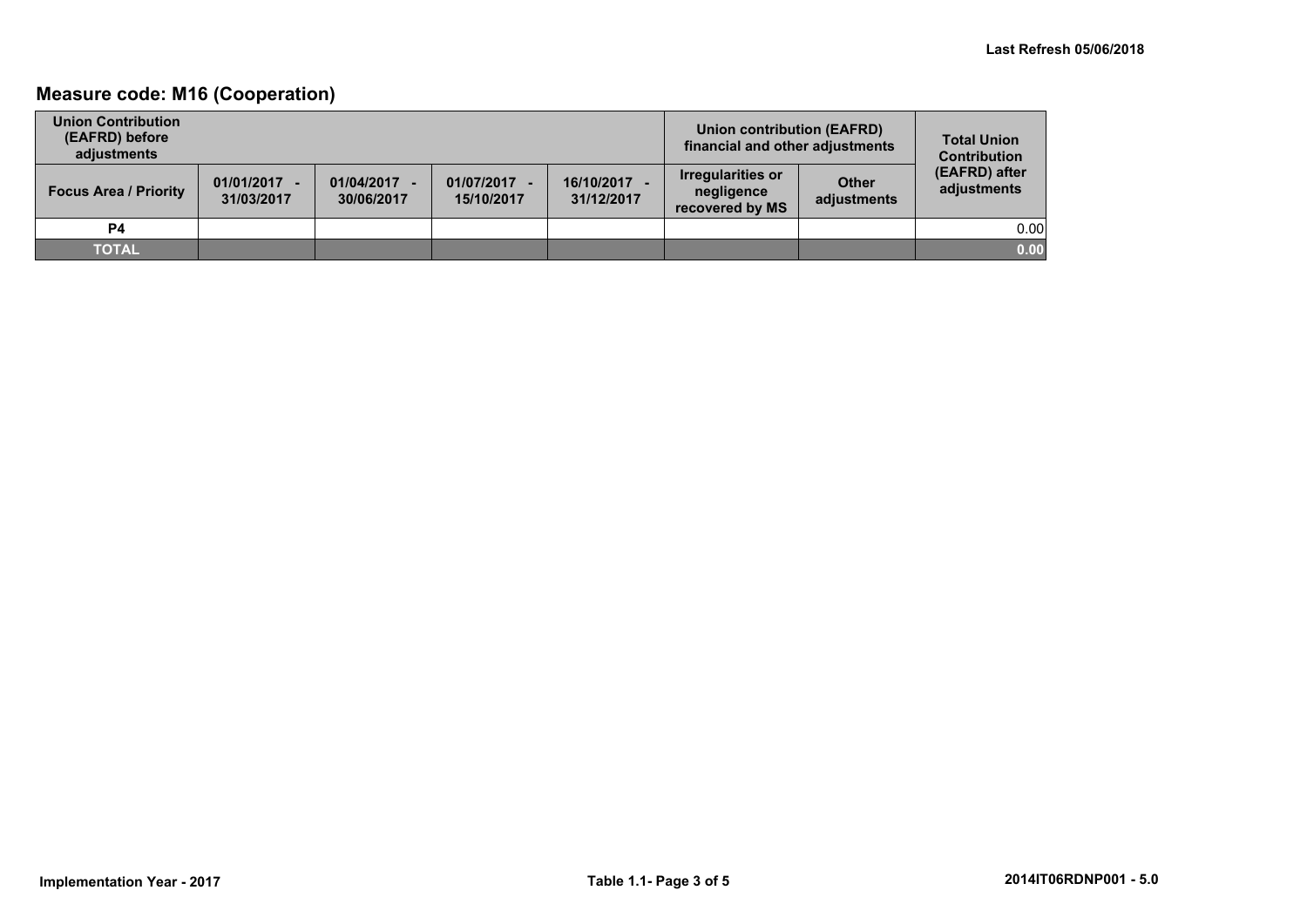## Measure code: M16 (Cooperation)

| Union Contribution (EAFRD) before adjustments | | | | | Union contribution (EAFRD) financial and other adjustments | | Total Union Contribution (EAFRD) after adjustments |
|---|---|---|---|---|---|---|---|
| Focus Area / Priority | 01/01/2017 - 31/03/2017 | 01/04/2017 - 30/06/2017 | 01/07/2017 - 15/10/2017 | 16/10/2017 - 31/12/2017 | Irregularities or negligence recovered by MS | Other adjustments | |
| P4 | | | | | | | 0.00 |
| TOTAL | | | | | | | 0.00 |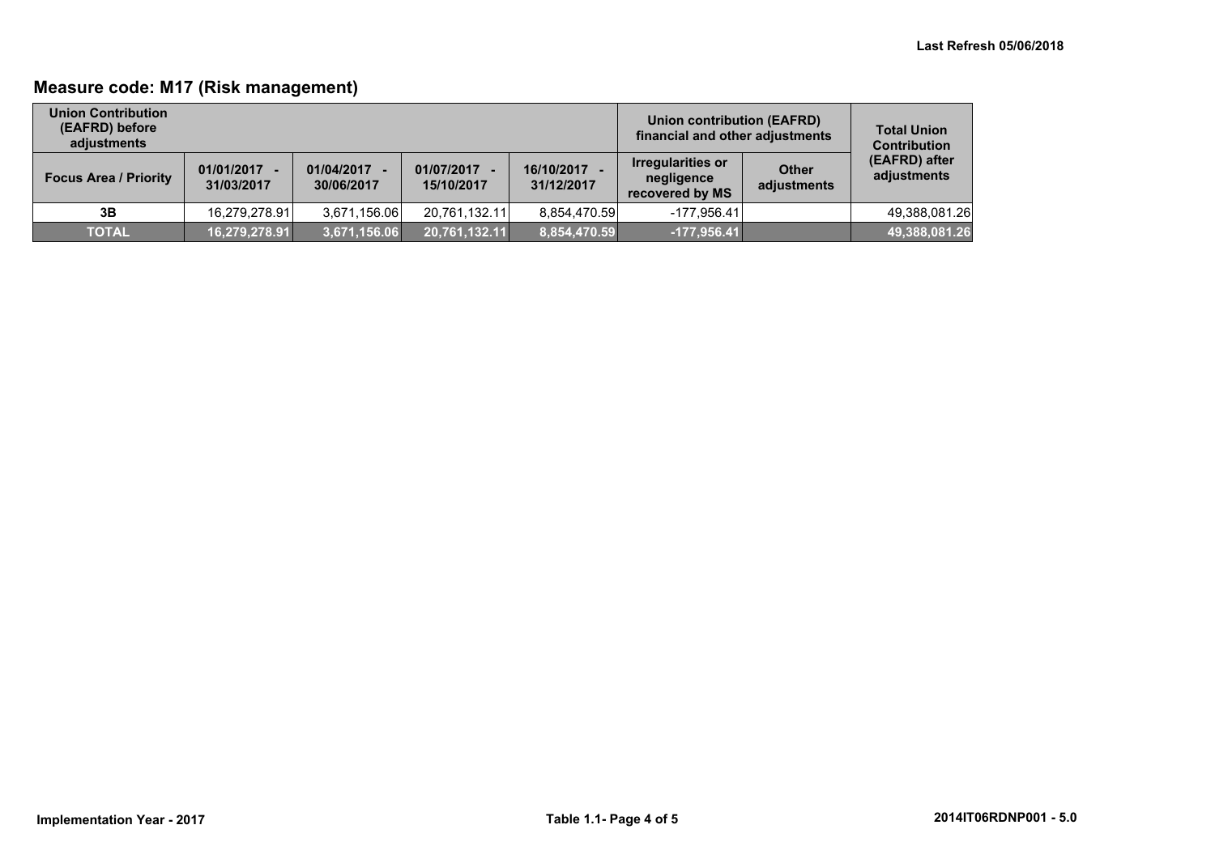## Measure code: M17 (Risk management)

| Union Contribution (EAFRD) before adjustments | | | | | Union contribution (EAFRD) financial and other adjustments | | Total Union Contribution (EAFRD) after adjustments |
|---|---|---|---|---|---|---|---|
| Focus Area / Priority | 01/01/2017 - 31/03/2017 | 01/04/2017 - 30/06/2017 | 01/07/2017 - 15/10/2017 | 16/10/2017 - 31/12/2017 | Irregularities or negligence recovered by MS | Other adjustments | |
| 3B | 16,279,278.91 | 3,671,156.06 | 20,761,132.11 | 8,854,470.59 | -177,956.41 | | 49,388,081.26 |
| **TOTAL** | **16,279,278.91** | **3,671,156.06** | **20,761,132.11** | **8,854,470.59** | **-177,956.41** | | **49,388,081.26** |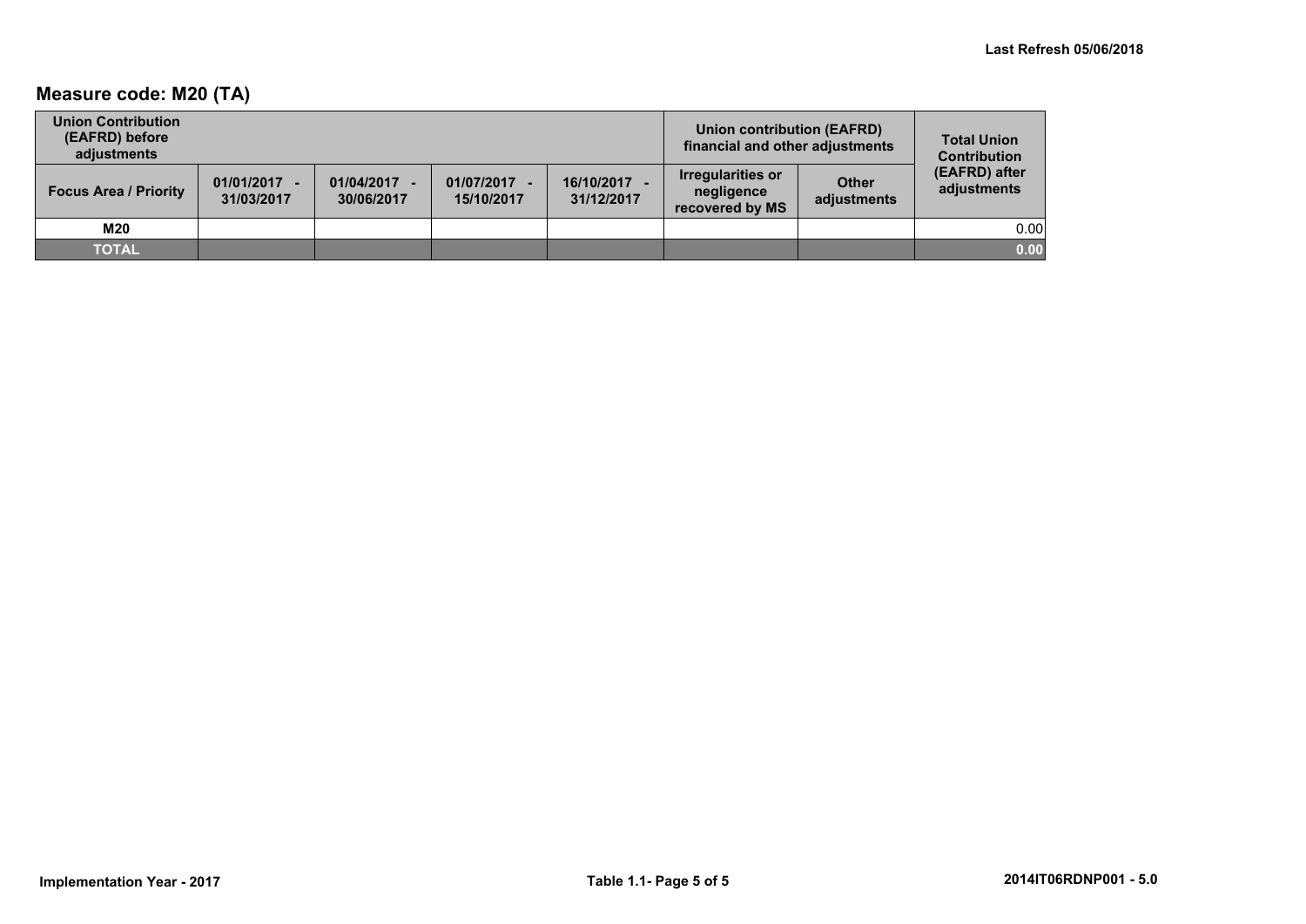## Measure code: M20 (TA)

| Union Contribution (EAFRD) before adjustments | | | | | Union contribution (EAFRD) financial and other adjustments | | Total Union Contribution (EAFRD) after adjustments |
|---|---|---|---|---|---|---|---|
| Focus Area / Priority | 01/01/2017 - 31/03/2017 | 01/04/2017 - 30/06/2017 | 01/07/2017 - 15/10/2017 | 16/10/2017 - 31/12/2017 | Irregularities or negligence recovered by MS | Other adjustments | |
| **M20** | | | | | | | 0.00 |
| **TOTAL** | | | | | | | **0.00** |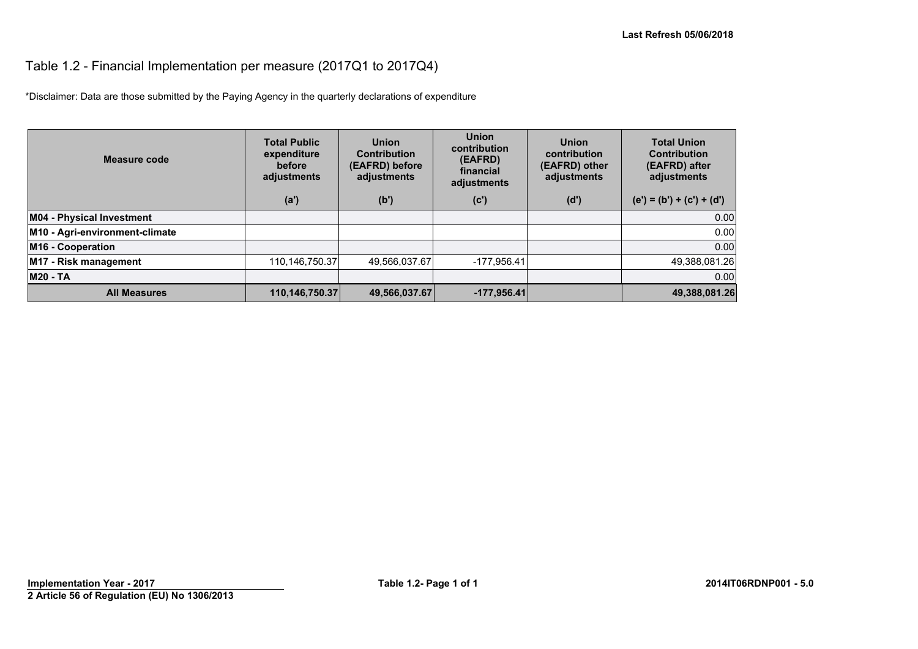# Table 1.2 - Financial Implementation per measure (2017Q1 to 2017Q4)

*Disclaimer: Data are those submitted by the Paying Agency in the quarterly declarations of expenditure

| Measure code | Total Public expenditure before adjustments | Union Contribution (EAFRD) before adjustments | Union contribution (EAFRD) financial adjustments | Union contribution (EAFRD) other adjustments | Total Union Contribution (EAFRD) after adjustments |
|---|---|---|---|---|---|
| | (a') | (b') | (c') | (d') | (e') = (b') + (c') + (d') |
| **M04 - Physical Investment** | | | | | 0.00 |
| **M10 - Agri-environment-climate** | | | | | 0.00 |
| **M16 - Cooperation** | | | | | 0.00 |
| **M17 - Risk management** | 110,146,750.37 | 49,566,037.67 | -177,956.41 | | 49,388,081.26 |
| **M20 - TA** | | | | | 0.00 |
| **All Measures** | **110,146,750.37** | **49,566,037.67** | **-177,956.41** | | **49,388,081.26** |

**Implementation Year - 2017**

**2 Article 56 of Regulation (EU) No 1306/2013**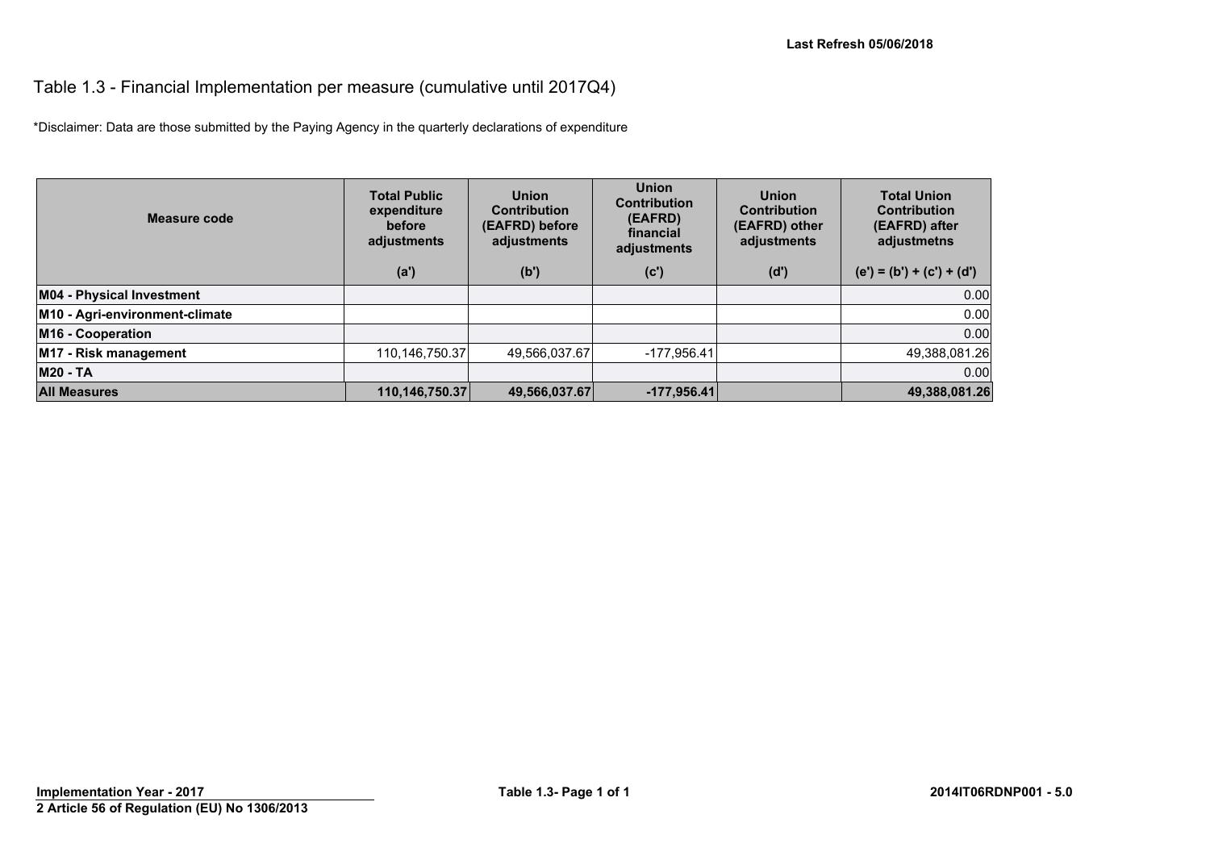Last Refresh 05/06/2018

# Table 1.3 - Financial Implementation per measure (cumulative until 2017Q4)

*Disclaimer: Data are those submitted by the Paying Agency in the quarterly declarations of expenditure

| Measure code | Total Public expenditure before adjustments (a') | Union Contribution (EAFRD) before adjustments (b') | Union Contribution (EAFRD) financial adjustments (c') | Union Contribution (EAFRD) other adjustments (d') | Total Union Contribution (EAFRD) after adjustmetns (e') = (b') + (c') + (d') |
|---|---|---|---|---|---|
| **M04 - Physical Investment** | | | | | 0.00 |
| **M10 - Agri-environment-climate** | | | | | 0.00 |
| **M16 - Cooperation** | | | | | 0.00 |
| **M17 - Risk management** | 110,146,750.37 | 49,566,037.67 | -177,956.41 | | 49,388,081.26 |
| **M20 - TA** | | | | | 0.00 |
| **All Measures** | **110,146,750.37** | **49,566,037.67** | **-177,956.41** | | **49,388,081.26** |

Implementation Year - 2017

2 Article 56 of Regulation (EU) No 1306/2013

2014IT06RDNP001 - 5.0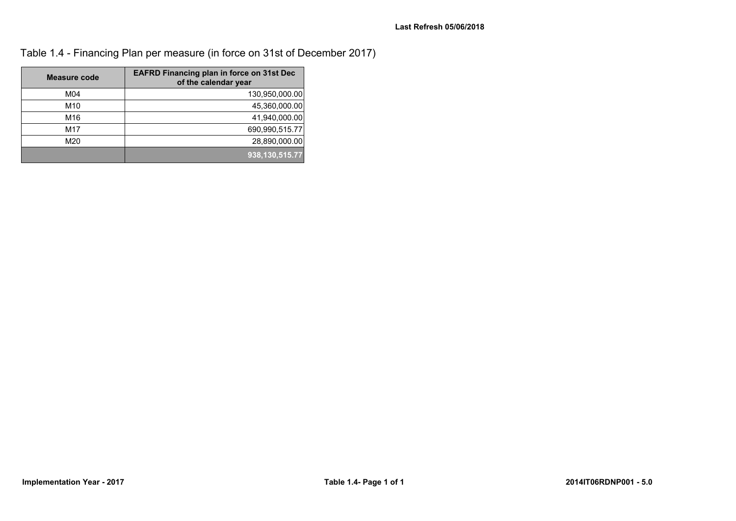# Table 1.4 - Financing Plan per measure (in force on 31st of December 2017)

| Measure code | EAFRD Financing plan in force on 31st Dec of the calendar year |
|---|---|
| M04 | 130,950,000.00 |
| M10 | 45,360,000.00 |
| M16 | 41,940,000.00 |
| M17 | 690,990,515.77 |
| M20 | 28,890,000.00 |
| | 938,130,515.77 |